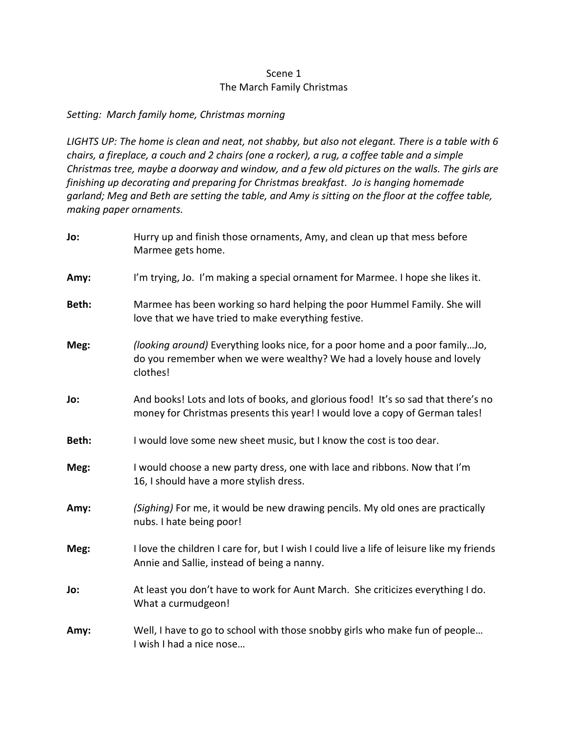# Scene 1
## The March Family Christmas

*Setting: March family home, Christmas morning*

*LIGHTS UP: The home is clean and neat, not shabby, but also not elegant. There is a table with 6 chairs, a fireplace, a couch and 2 chairs (one a rocker), a rug, a coffee table and a simple Christmas tree, maybe a doorway and window, and a few old pictures on the walls. The girls are finishing up decorating and preparing for Christmas breakfast. Jo is hanging homemade garland; Meg and Beth are setting the table, and Amy is sitting on the floor at the coffee table, making paper ornaments.*

**Jo:** Hurry up and finish those ornaments, Amy, and clean up that mess before Marmee gets home.

**Amy:** I'm trying, Jo. I'm making a special ornament for Marmee. I hope she likes it.

**Beth:** Marmee has been working so hard helping the poor Hummel Family. She will love that we have tried to make everything festive.

**Meg:** *(looking around)* Everything looks nice, for a poor home and a poor family…Jo, do you remember when we were wealthy? We had a lovely house and lovely clothes!

**Jo:** And books! Lots and lots of books, and glorious food! It's so sad that there's no money for Christmas presents this year! I would love a copy of German tales!

**Beth:** I would love some new sheet music, but I know the cost is too dear.

**Meg:** I would choose a new party dress, one with lace and ribbons. Now that I'm 16, I should have a more stylish dress.

**Amy:** *(Sighing)* For me, it would be new drawing pencils. My old ones are practically nubs. I hate being poor!

**Meg:** I love the children I care for, but I wish I could live a life of leisure like my friends Annie and Sallie, instead of being a nanny.

**Jo:** At least you don't have to work for Aunt March. She criticizes everything I do. What a curmudgeon!

**Amy:** Well, I have to go to school with those snobby girls who make fun of people… I wish I had a nice nose…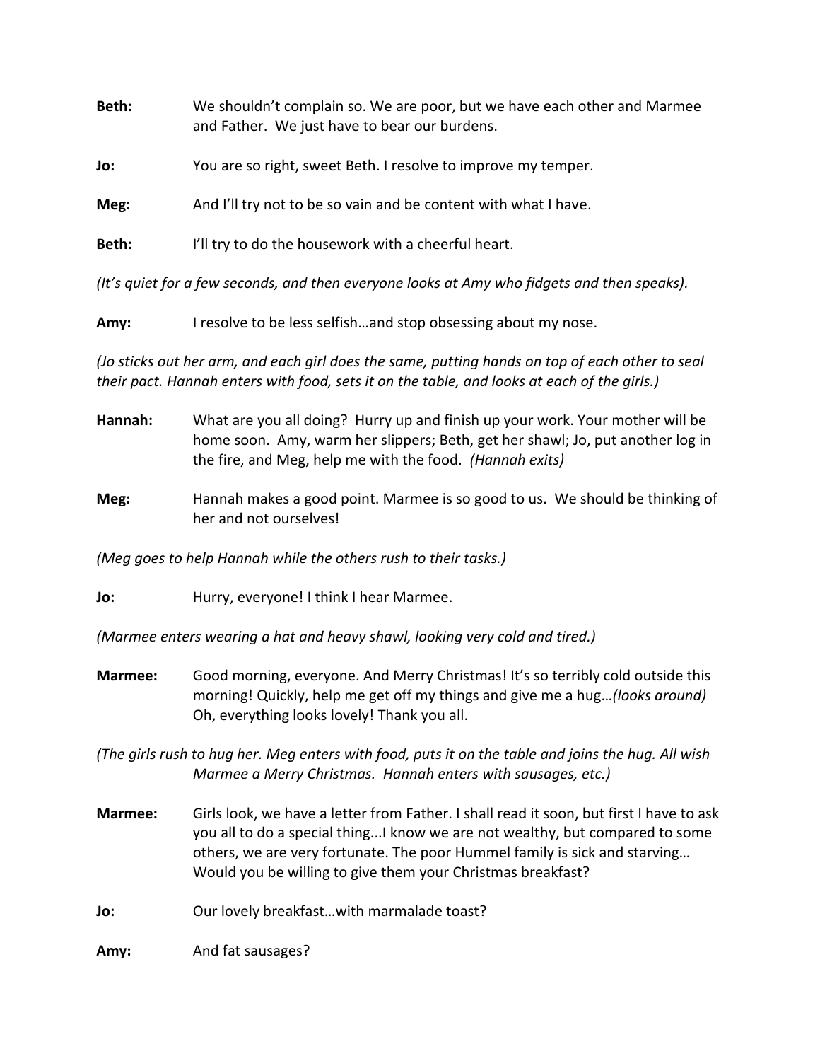**Beth:** We shouldn't complain so. We are poor, but we have each other and Marmee and Father. We just have to bear our burdens.

**Jo:** You are so right, sweet Beth. I resolve to improve my temper.

**Meg:** And I'll try not to be so vain and be content with what I have.

**Beth:** I'll try to do the housework with a cheerful heart.

*(It's quiet for a few seconds, and then everyone looks at Amy who fidgets and then speaks).*

**Amy:** I resolve to be less selfish…and stop obsessing about my nose.

*(Jo sticks out her arm, and each girl does the same, putting hands on top of each other to seal their pact. Hannah enters with food, sets it on the table, and looks at each of the girls.)*

**Hannah:** What are you all doing? Hurry up and finish up your work. Your mother will be home soon. Amy, warm her slippers; Beth, get her shawl; Jo, put another log in the fire, and Meg, help me with the food. *(Hannah exits)*

**Meg:** Hannah makes a good point. Marmee is so good to us. We should be thinking of her and not ourselves!

*(Meg goes to help Hannah while the others rush to their tasks.)*

**Jo:** Hurry, everyone! I think I hear Marmee.

*(Marmee enters wearing a hat and heavy shawl, looking very cold and tired.)*

**Marmee:** Good morning, everyone. And Merry Christmas! It's so terribly cold outside this morning! Quickly, help me get off my things and give me a hug…*(looks around)* Oh, everything looks lovely! Thank you all.

*(The girls rush to hug her. Meg enters with food, puts it on the table and joins the hug. All wish Marmee a Merry Christmas. Hannah enters with sausages, etc.)*

**Marmee:** Girls look, we have a letter from Father. I shall read it soon, but first I have to ask you all to do a special thing...I know we are not wealthy, but compared to some others, we are very fortunate. The poor Hummel family is sick and starving… Would you be willing to give them your Christmas breakfast?

**Jo:** Our lovely breakfast…with marmalade toast?

**Amy:** And fat sausages?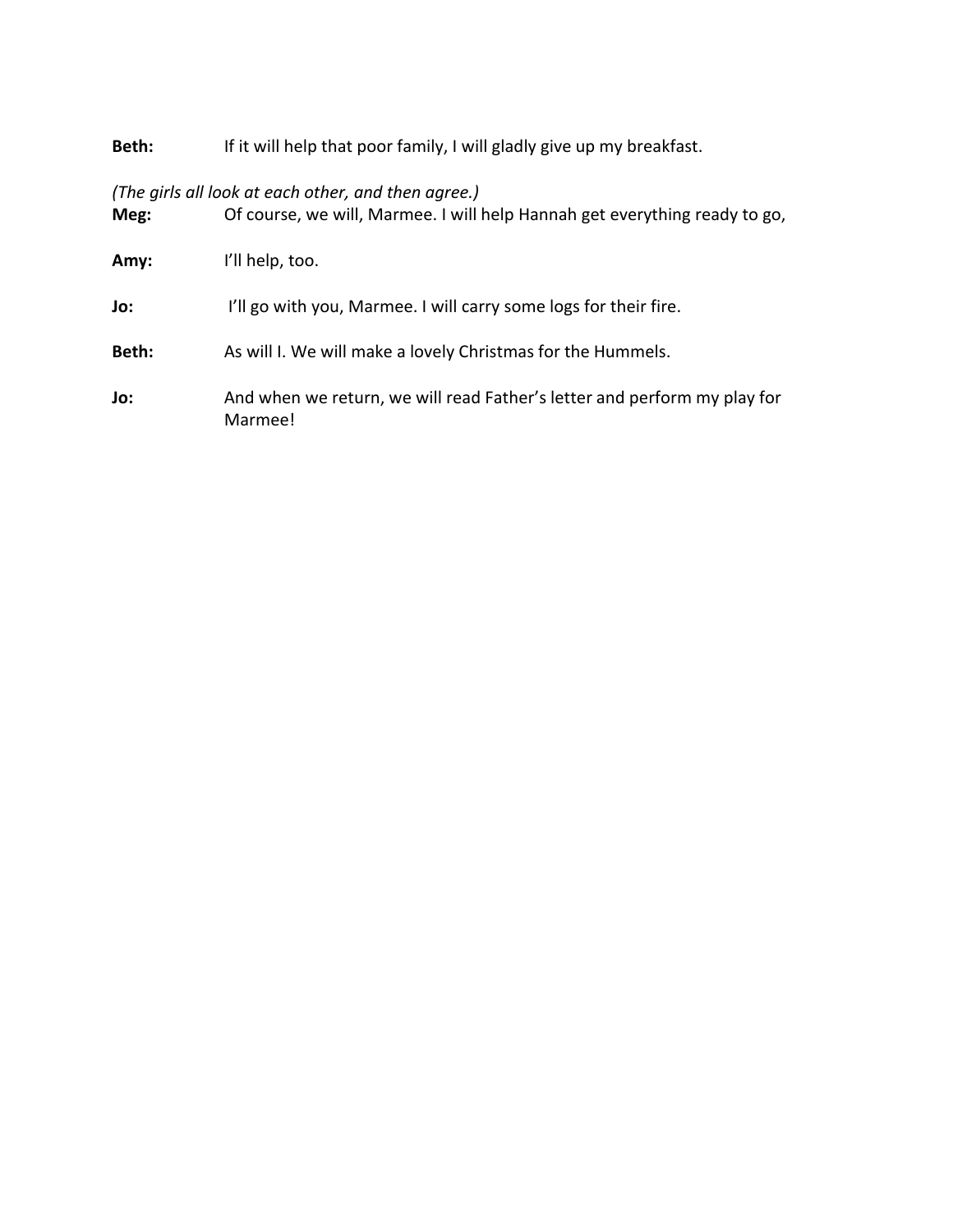**Beth:** If it will help that poor family, I will gladly give up my breakfast.

*(The girls all look at each other, and then agree.)*

**Meg:** Of course, we will, Marmee. I will help Hannah get everything ready to go,

**Amy:** I'll help, too.

**Jo:** I'll go with you, Marmee. I will carry some logs for their fire.

**Beth:** As will I. We will make a lovely Christmas for the Hummels.

**Jo:** And when we return, we will read Father's letter and perform my play for Marmee!